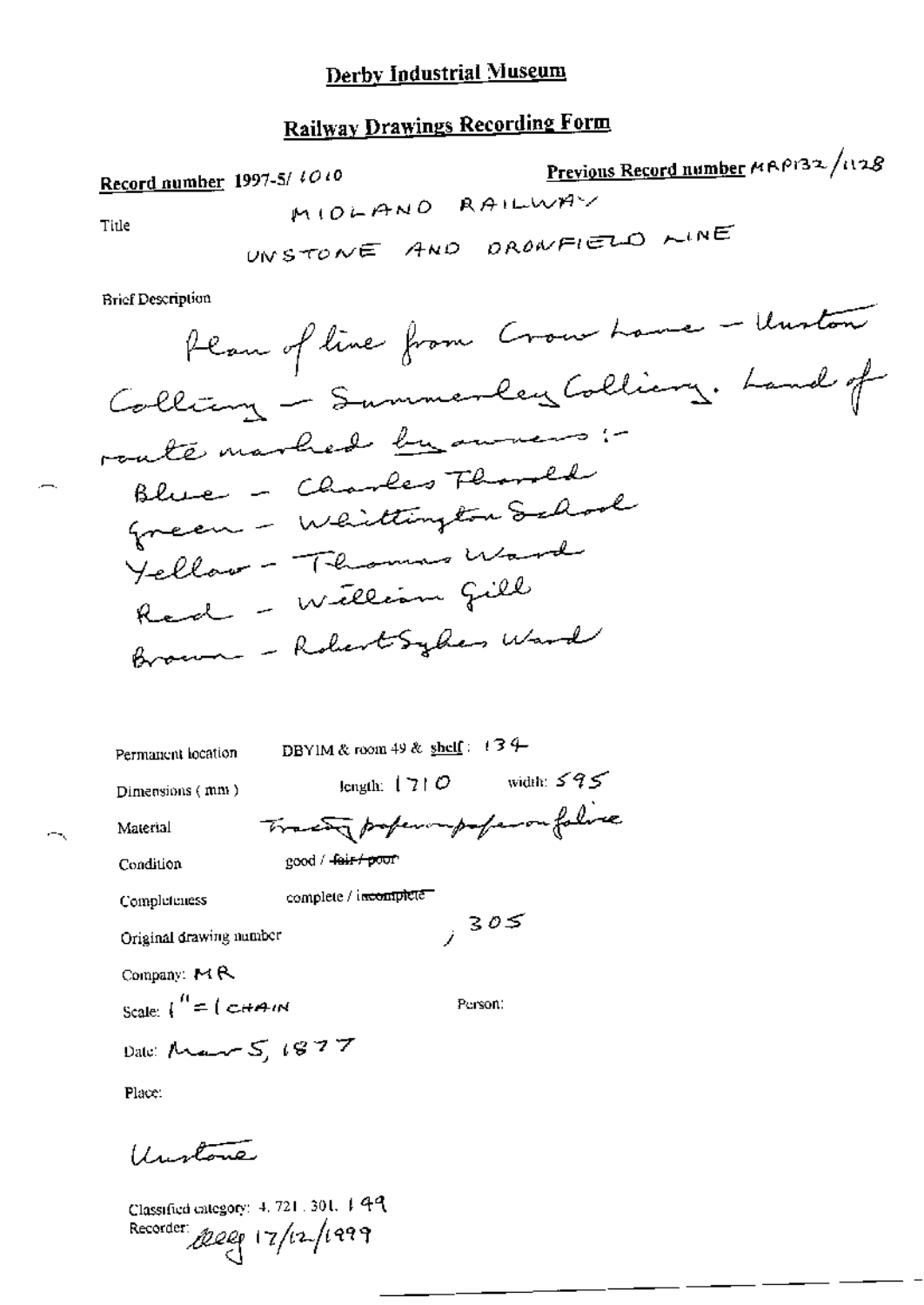# Derby Industrial Museum

## Railway Drawings Recording Form

**Record number** 1997-5/ 1010

**Previous Record number** MRP132/1128

Title

MIDLAND RAILWAY

UNSTONE AND DRONFIELD LINE

Brief Description

Plan of line from Crow Lane - Unston Colliery - Summerley Colliery. Land of route marked by owners:-

Blue - Charles Thorold
Green - Whittington School
Yellow - Thomas Ward
Red - William Gill
Brown - Robert Sykes Ward

Permanent location: DBYIM & room 49 & shelf: 134

Dimensions (mm): length: 1710 width: 595

Material: Tracing paper on paper on fabric

Condition: good / ~~fair / poor~~

Completeness: complete / ~~incomplete~~

Original drawing number: , 305

Company: MR

Scale: 1" = 1 CHAIN

Person:

Date: Mar 5, 1877

Place:

Unstone

Classified category: 4. 721. 301. 149

Recorder: [illegible] 17/12/1999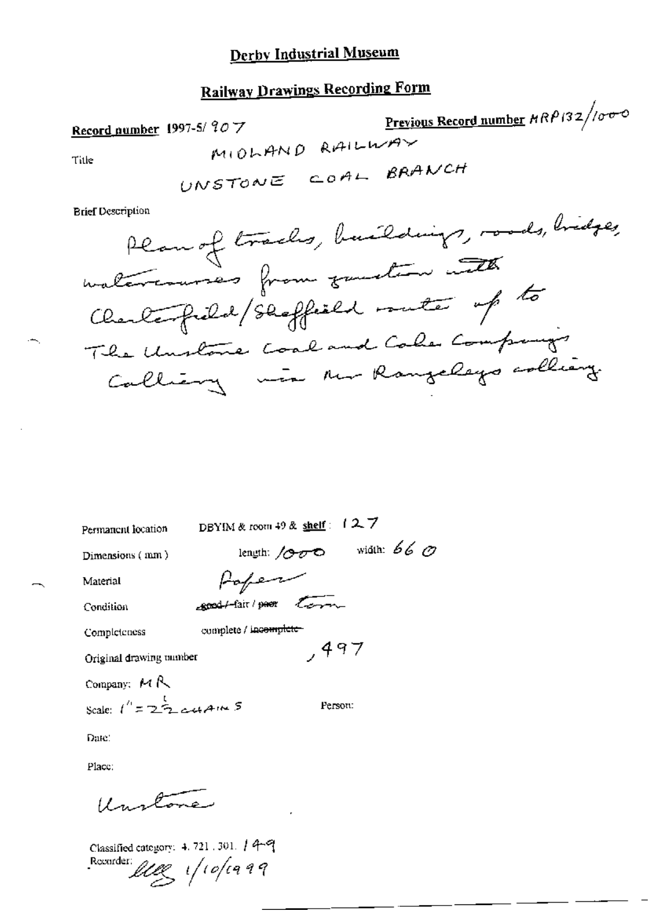# Derby Industrial Museum

## Railway Drawings Recording Form

**Record number** 1997-5/ 907

**Previous Record number** MRP132/1000

Title

MIDLAND RAILWAY
UNSTONE COAL BRANCH

Brief Description

Plan of tracks, buildings, roads, bridges, watercourses from junction with Chesterfield/Sheffield route up to The Unstone Coal and Coke Company's Colliery via Mr Rangeley's colliery

Permanent location: DBYIM & room 49 & **shelf**: 127

Dimensions (mm): length: 1000 width: 660

Material: Paper

Condition: ~~good~~ / fair / ~~poor~~ torn

Completeness: complete / ~~incomplete~~

Original drawing number: ,497

Company: MR

Scale: 1" = 2½ CHAINS

Person:

Date:

Place:

Unstone

Classified category: 4. 721. 301. 149

Recorder: [signature] 1/10/1999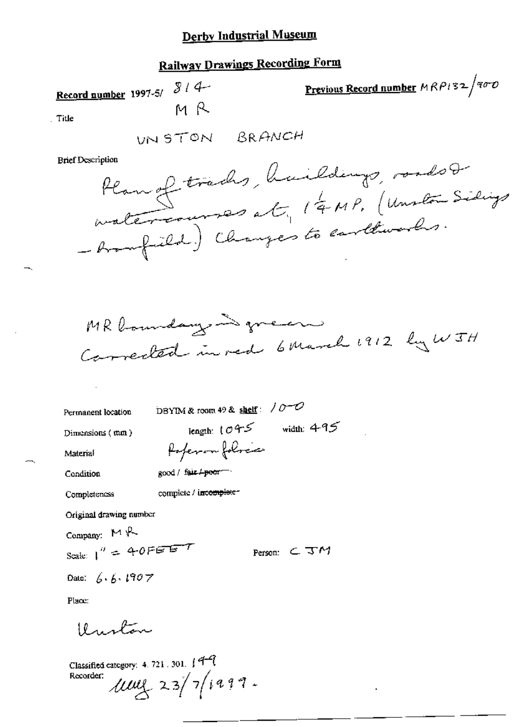# Derby Industrial Museum

## Railway Drawings Recording Form

**Record number** 1997-5/ 814

**Previous Record number** MRP132/900

Title

MR

UNSTON BRANCH

Brief Description

Plan of tracks, buildings, roads & watercourses at 1¼ MP. (Unston Sidings – Dronfield) Changes to earthworks.

MR boundary in green
Corrected in red 6 March 1912 by WJH

Permanent location DBYIM & room 49 & **shelf**: 100

Dimensions (mm) length: 1045 width: 495

Material Ferro-prussiate

Condition good / ~~fair / poor~~

Completeness complete / ~~incomplete~~

Original drawing number

Company: MR

Scale: 1" = 40FEET

Person: CJM

Date: 6.6.1907

Place:

Unston

Classified category: 4. 721. 301. 149

Recorder: MMG 23/7/1999.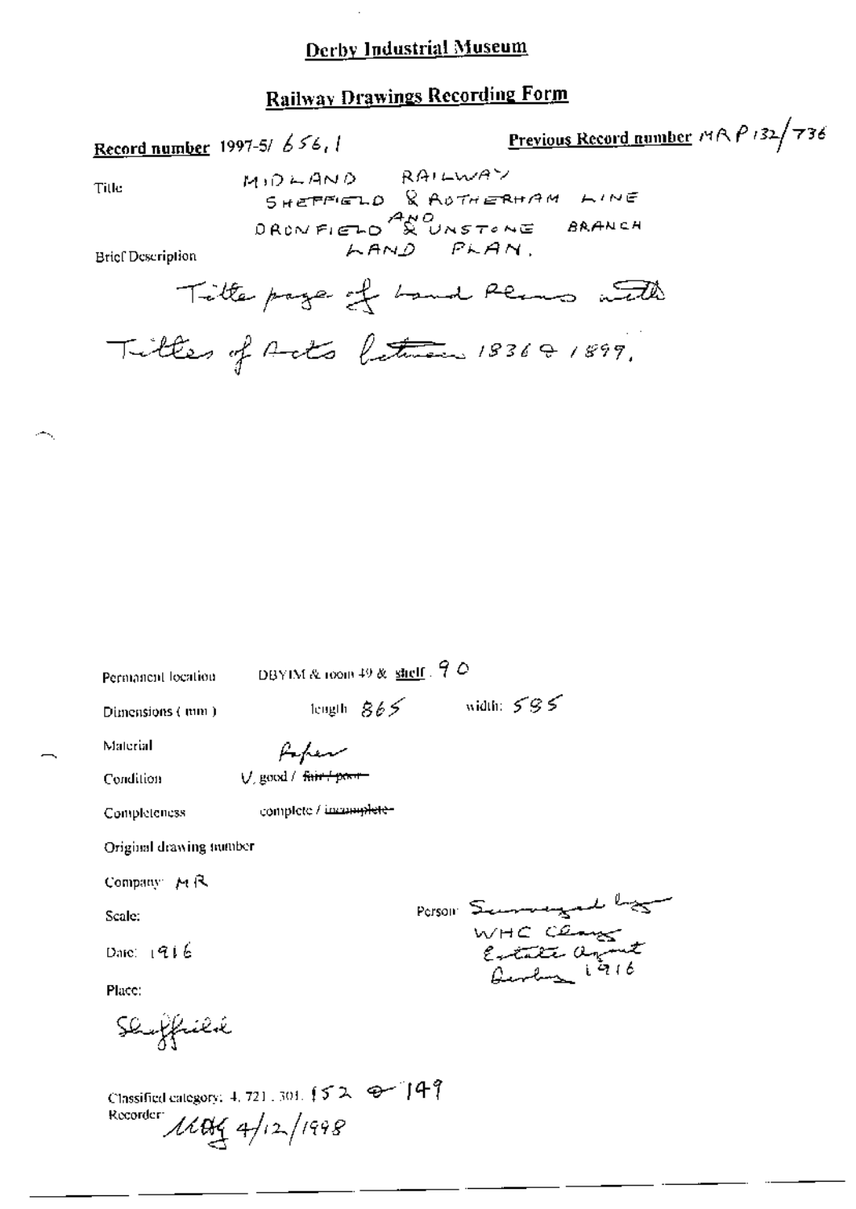# Derby Industrial Museum

## Railway Drawings Recording Form

**Record number** 1997-5/ 656.1

**Previous Record number** MR P 132/736

Title: MIDLAND RAILWAY SHEFFIELD & ROTHERHAM LINE DRONFIELD AND & UNSTONE BRANCH LAND PLAN.

Brief Description: Title page of Land Plans with Titles of Acts between 1836 & 1899.

Permanent location: DBYIM & room 49 & shelf: 90

Dimensions (mm): length 865 width: 595

Material: Paper

Condition: V. good / ~~fair / poor~~

Completeness: complete / ~~incomplete~~

Original drawing number

Company: MR

Scale:

Date: 1916

Place: Sheffield

Person: Surveyed by WHC Clay Estate Agent Derby 1916

Classified category: 4. 721. 301. 152 & 149

Recorder: MAG 4/12/1998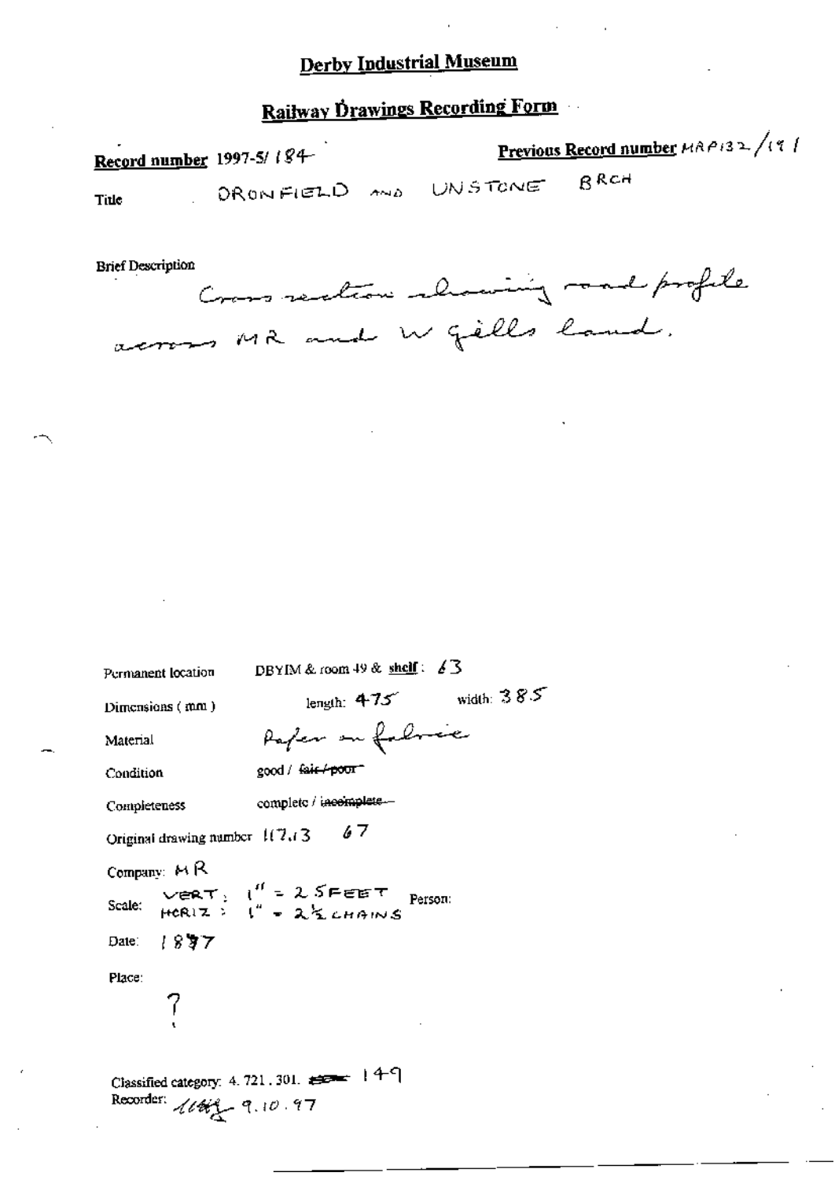# Derby Industrial Museum

## Railway Drawings Recording Form

**Record number** 1997-5/ 184

**Previous Record number** MRP132/191

Title DRONFIELD AND UNSTONE BRCH

Brief Description

Cross section showing road profile across MR and W Gills land.

Permanent location DBYIM & room 49 & **shelf**: 63

Dimensions (mm) length: 475 width: 385

Material Paper on fabric

Condition good / ~~fair / poor~~

Completeness complete / ~~incomplete~~

Original drawing number 11713 67

Company: MR

Scale: VERT: 1" = 25 FEET HORIZ: 1" = 2½ CHAINS Person:

Date: 1877

Place:

?

Classified category: 4. 721. 301. ~~___~~ 149

Recorder: 9.10.97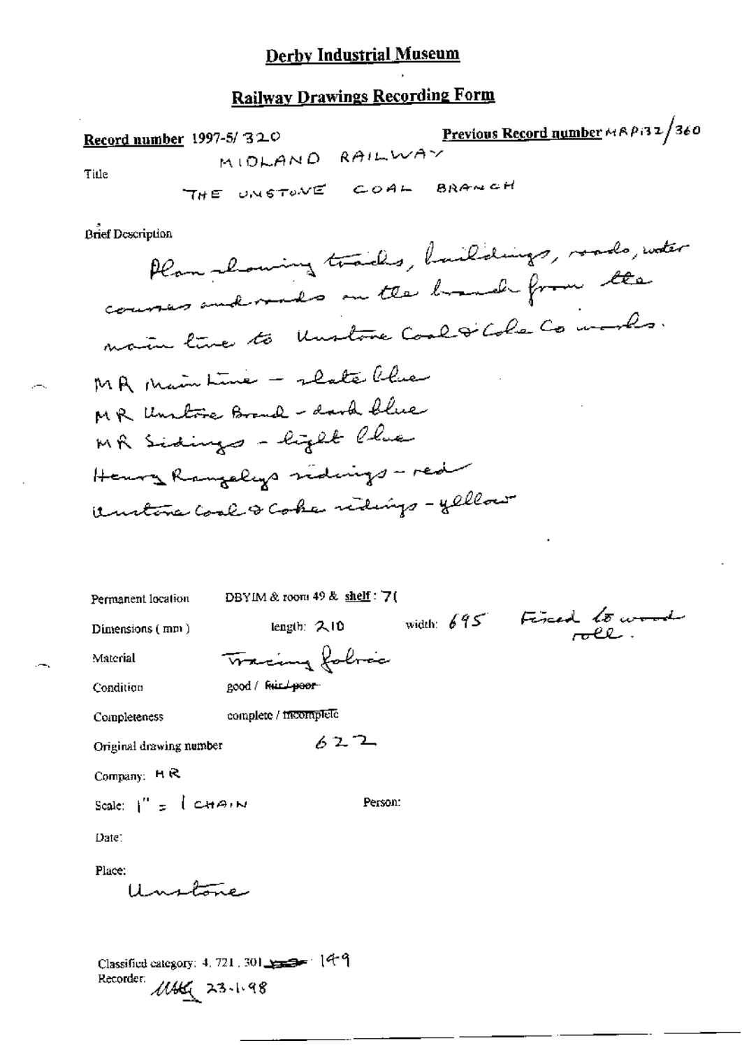# Derby Industrial Museum

## Railway Drawings Recording Form

**Record number** 1997-5/ 320

**Previous Record number** MRP132/360

Title

MIDLAND RAILWAY

THE UNSTONE COAL BRANCH

Brief Description

Plan showing tracks, buildings, roads, water courses and roads on the branch from the main line to Unstone Coal & Coke Co works.

MR Main Line – slate blue

MR Unstone Branch – dark blue

MR Sidings – light blue

Henry Rangeley's sidings – red

Unstone Coal & Coke sidings – yellow

Permanent location: DBYIM & room 49 & **shelf**: 71

Dimensions (mm): length: 210 width: 695 Fixed to wood roll.

Material: Tracing fabric

Condition: good / ~~fair / poor~~

Completeness: complete / ~~incomplete~~

Original drawing number: 622

Company: MR

Scale: 1" = 1 CHAIN

Person:

Date:

Place: Unstone

Classified category: 4. 721. 301 ~~...~~ 149

Recorder: MHG 23-1-98